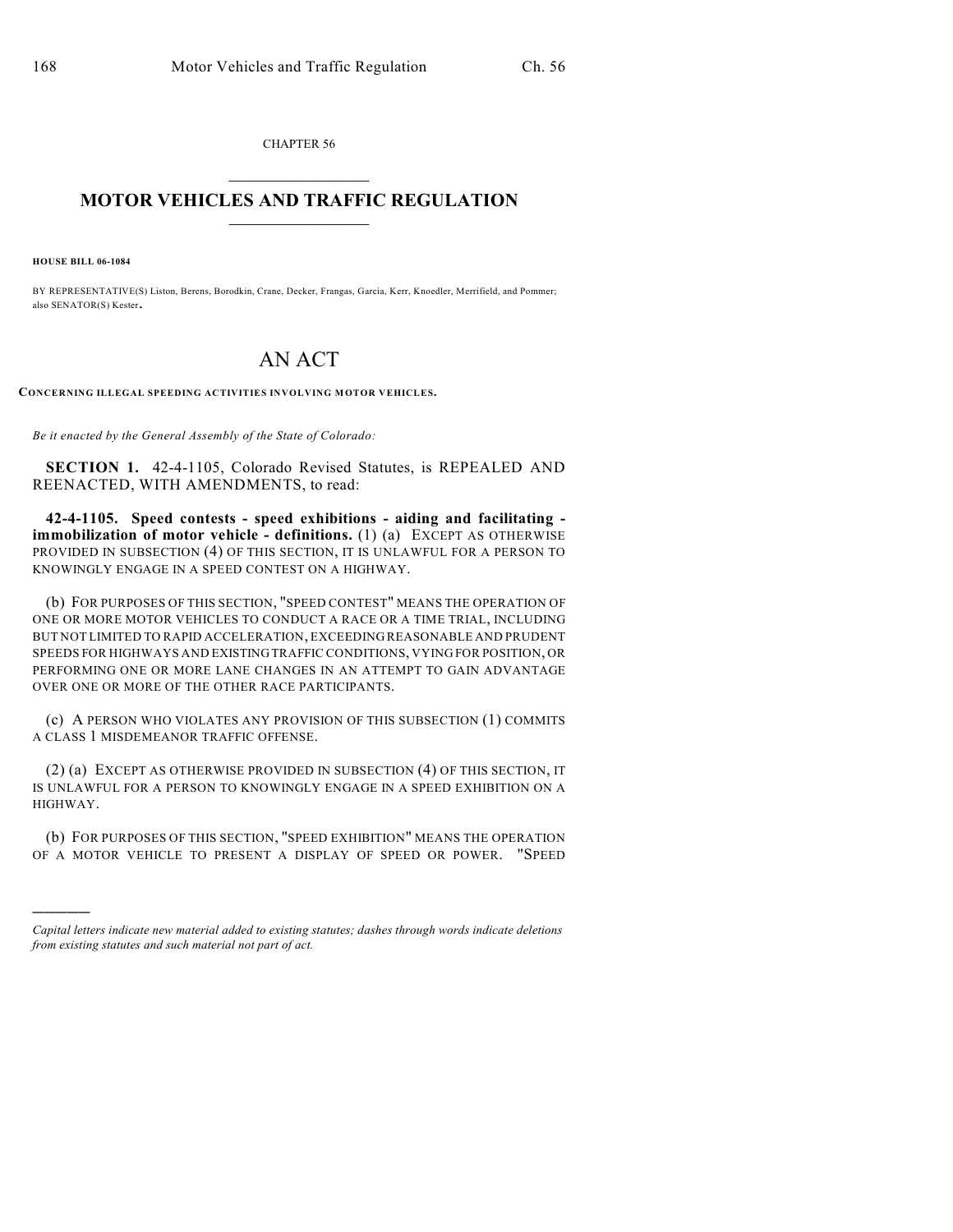CHAPTER 56

# MOTOR VEHICLES AND TRAFFIC REGULATION

**HOUSE BILL 06-1084**

BY REPRESENTATIVE(S) Liston, Berens, Borodkin, Crane, Decker, Frangas, Garcia, Kerr, Knoedler, Merrifield, and Pommer; also SENATOR(S) Kester.

# AN ACT

**CONCERNING ILLEGAL SPEEDING ACTIVITIES INVOLVING MOTOR VEHICLES.**

*Be it enacted by the General Assembly of the State of Colorado:*

**SECTION 1.** 42-4-1105, Colorado Revised Statutes, is REPEALED AND REENACTED, WITH AMENDMENTS, to read:

**42-4-1105. Speed contests - speed exhibitions - aiding and facilitating - immobilization of motor vehicle - definitions.** (1) (a) EXCEPT AS OTHERWISE PROVIDED IN SUBSECTION (4) OF THIS SECTION, IT IS UNLAWFUL FOR A PERSON TO KNOWINGLY ENGAGE IN A SPEED CONTEST ON A HIGHWAY.

(b) FOR PURPOSES OF THIS SECTION, "SPEED CONTEST" MEANS THE OPERATION OF ONE OR MORE MOTOR VEHICLES TO CONDUCT A RACE OR A TIME TRIAL, INCLUDING BUT NOT LIMITED TO RAPID ACCELERATION, EXCEEDING REASONABLE AND PRUDENT SPEEDS FOR HIGHWAYS AND EXISTING TRAFFIC CONDITIONS, VYING FOR POSITION, OR PERFORMING ONE OR MORE LANE CHANGES IN AN ATTEMPT TO GAIN ADVANTAGE OVER ONE OR MORE OF THE OTHER RACE PARTICIPANTS.

(c) A PERSON WHO VIOLATES ANY PROVISION OF THIS SUBSECTION (1) COMMITS A CLASS 1 MISDEMEANOR TRAFFIC OFFENSE.

(2) (a) EXCEPT AS OTHERWISE PROVIDED IN SUBSECTION (4) OF THIS SECTION, IT IS UNLAWFUL FOR A PERSON TO KNOWINGLY ENGAGE IN A SPEED EXHIBITION ON A HIGHWAY.

(b) FOR PURPOSES OF THIS SECTION, "SPEED EXHIBITION" MEANS THE OPERATION OF A MOTOR VEHICLE TO PRESENT A DISPLAY OF SPEED OR POWER. "SPEED

---

*Capital letters indicate new material added to existing statutes; dashes through words indicate deletions from existing statutes and such material not part of act.*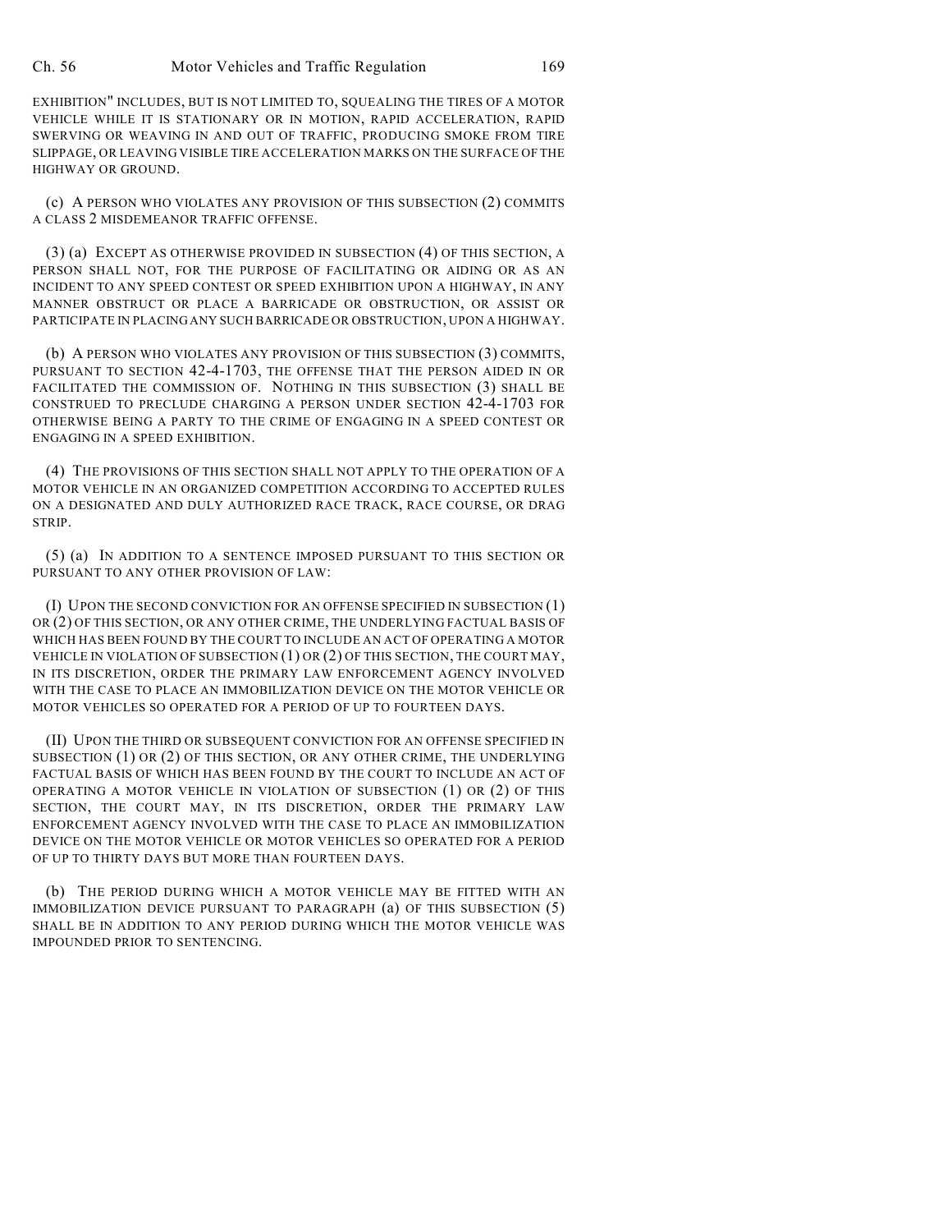EXHIBITION" INCLUDES, BUT IS NOT LIMITED TO, SQUEALING THE TIRES OF A MOTOR VEHICLE WHILE IT IS STATIONARY OR IN MOTION, RAPID ACCELERATION, RAPID SWERVING OR WEAVING IN AND OUT OF TRAFFIC, PRODUCING SMOKE FROM TIRE SLIPPAGE, OR LEAVING VISIBLE TIRE ACCELERATION MARKS ON THE SURFACE OF THE HIGHWAY OR GROUND.

(c) A PERSON WHO VIOLATES ANY PROVISION OF THIS SUBSECTION (2) COMMITS A CLASS 2 MISDEMEANOR TRAFFIC OFFENSE.

(3) (a) EXCEPT AS OTHERWISE PROVIDED IN SUBSECTION (4) OF THIS SECTION, A PERSON SHALL NOT, FOR THE PURPOSE OF FACILITATING OR AIDING OR AS AN INCIDENT TO ANY SPEED CONTEST OR SPEED EXHIBITION UPON A HIGHWAY, IN ANY MANNER OBSTRUCT OR PLACE A BARRICADE OR OBSTRUCTION, OR ASSIST OR PARTICIPATE IN PLACING ANY SUCH BARRICADE OR OBSTRUCTION, UPON A HIGHWAY.

(b) A PERSON WHO VIOLATES ANY PROVISION OF THIS SUBSECTION (3) COMMITS, PURSUANT TO SECTION 42-4-1703, THE OFFENSE THAT THE PERSON AIDED IN OR FACILITATED THE COMMISSION OF. NOTHING IN THIS SUBSECTION (3) SHALL BE CONSTRUED TO PRECLUDE CHARGING A PERSON UNDER SECTION 42-4-1703 FOR OTHERWISE BEING A PARTY TO THE CRIME OF ENGAGING IN A SPEED CONTEST OR ENGAGING IN A SPEED EXHIBITION.

(4) THE PROVISIONS OF THIS SECTION SHALL NOT APPLY TO THE OPERATION OF A MOTOR VEHICLE IN AN ORGANIZED COMPETITION ACCORDING TO ACCEPTED RULES ON A DESIGNATED AND DULY AUTHORIZED RACE TRACK, RACE COURSE, OR DRAG STRIP.

(5) (a) IN ADDITION TO A SENTENCE IMPOSED PURSUANT TO THIS SECTION OR PURSUANT TO ANY OTHER PROVISION OF LAW:

(I) UPON THE SECOND CONVICTION FOR AN OFFENSE SPECIFIED IN SUBSECTION (1) OR (2) OF THIS SECTION, OR ANY OTHER CRIME, THE UNDERLYING FACTUAL BASIS OF WHICH HAS BEEN FOUND BY THE COURT TO INCLUDE AN ACT OF OPERATING A MOTOR VEHICLE IN VIOLATION OF SUBSECTION (1) OR (2) OF THIS SECTION, THE COURT MAY, IN ITS DISCRETION, ORDER THE PRIMARY LAW ENFORCEMENT AGENCY INVOLVED WITH THE CASE TO PLACE AN IMMOBILIZATION DEVICE ON THE MOTOR VEHICLE OR MOTOR VEHICLES SO OPERATED FOR A PERIOD OF UP TO FOURTEEN DAYS.

(II) UPON THE THIRD OR SUBSEQUENT CONVICTION FOR AN OFFENSE SPECIFIED IN SUBSECTION (1) OR (2) OF THIS SECTION, OR ANY OTHER CRIME, THE UNDERLYING FACTUAL BASIS OF WHICH HAS BEEN FOUND BY THE COURT TO INCLUDE AN ACT OF OPERATING A MOTOR VEHICLE IN VIOLATION OF SUBSECTION (1) OR (2) OF THIS SECTION, THE COURT MAY, IN ITS DISCRETION, ORDER THE PRIMARY LAW ENFORCEMENT AGENCY INVOLVED WITH THE CASE TO PLACE AN IMMOBILIZATION DEVICE ON THE MOTOR VEHICLE OR MOTOR VEHICLES SO OPERATED FOR A PERIOD OF UP TO THIRTY DAYS BUT MORE THAN FOURTEEN DAYS.

(b) THE PERIOD DURING WHICH A MOTOR VEHICLE MAY BE FITTED WITH AN IMMOBILIZATION DEVICE PURSUANT TO PARAGRAPH (a) OF THIS SUBSECTION (5) SHALL BE IN ADDITION TO ANY PERIOD DURING WHICH THE MOTOR VEHICLE WAS IMPOUNDED PRIOR TO SENTENCING.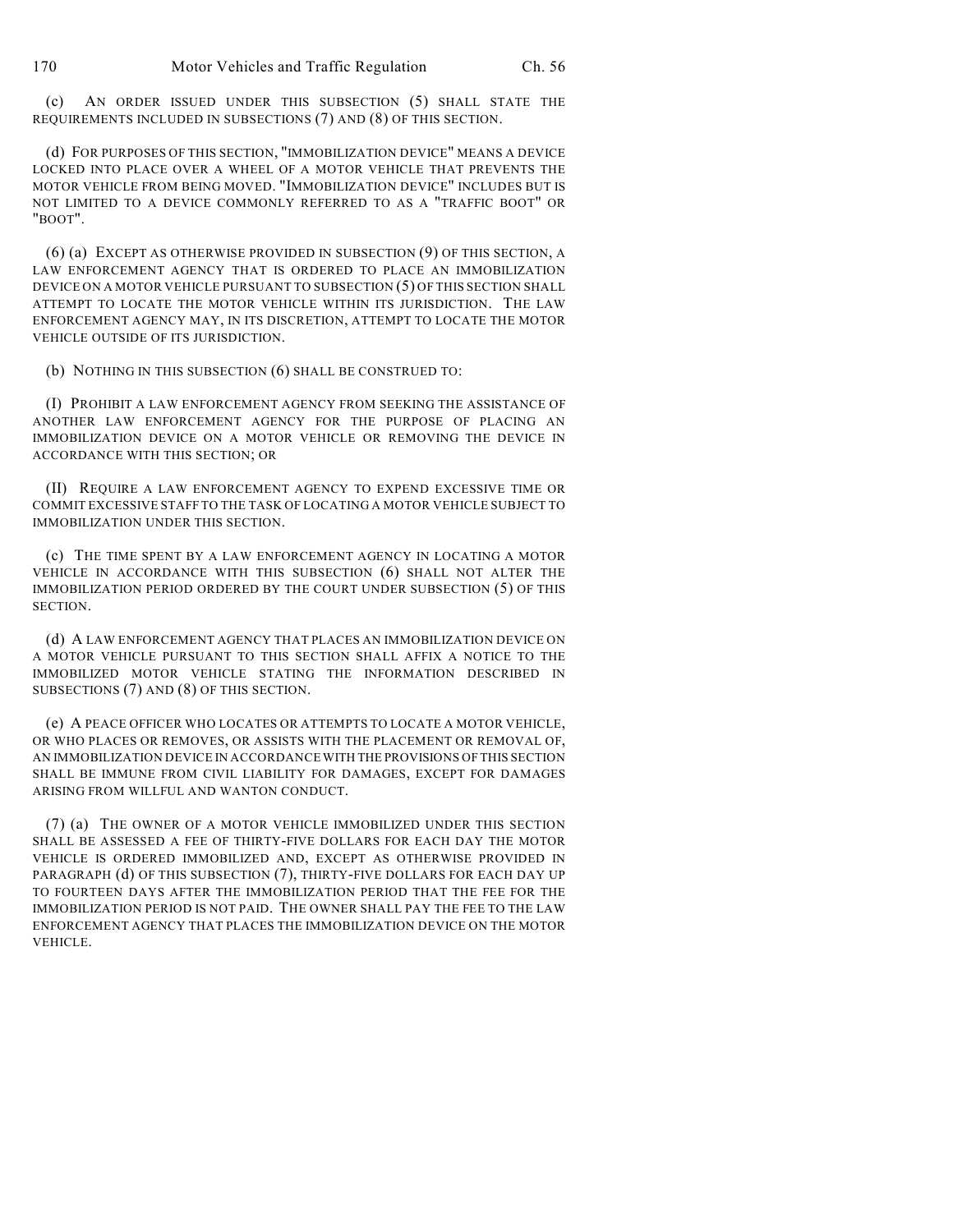(c) AN ORDER ISSUED UNDER THIS SUBSECTION (5) SHALL STATE THE REQUIREMENTS INCLUDED IN SUBSECTIONS (7) AND (8) OF THIS SECTION.

(d) FOR PURPOSES OF THIS SECTION, "IMMOBILIZATION DEVICE" MEANS A DEVICE LOCKED INTO PLACE OVER A WHEEL OF A MOTOR VEHICLE THAT PREVENTS THE MOTOR VEHICLE FROM BEING MOVED. "IMMOBILIZATION DEVICE" INCLUDES BUT IS NOT LIMITED TO A DEVICE COMMONLY REFERRED TO AS A "TRAFFIC BOOT" OR "BOOT".

(6) (a) EXCEPT AS OTHERWISE PROVIDED IN SUBSECTION (9) OF THIS SECTION, A LAW ENFORCEMENT AGENCY THAT IS ORDERED TO PLACE AN IMMOBILIZATION DEVICE ON A MOTOR VEHICLE PURSUANT TO SUBSECTION (5) OF THIS SECTION SHALL ATTEMPT TO LOCATE THE MOTOR VEHICLE WITHIN ITS JURISDICTION. THE LAW ENFORCEMENT AGENCY MAY, IN ITS DISCRETION, ATTEMPT TO LOCATE THE MOTOR VEHICLE OUTSIDE OF ITS JURISDICTION.

(b) NOTHING IN THIS SUBSECTION (6) SHALL BE CONSTRUED TO:

(I) PROHIBIT A LAW ENFORCEMENT AGENCY FROM SEEKING THE ASSISTANCE OF ANOTHER LAW ENFORCEMENT AGENCY FOR THE PURPOSE OF PLACING AN IMMOBILIZATION DEVICE ON A MOTOR VEHICLE OR REMOVING THE DEVICE IN ACCORDANCE WITH THIS SECTION; OR

(II) REQUIRE A LAW ENFORCEMENT AGENCY TO EXPEND EXCESSIVE TIME OR COMMIT EXCESSIVE STAFF TO THE TASK OF LOCATING A MOTOR VEHICLE SUBJECT TO IMMOBILIZATION UNDER THIS SECTION.

(c) THE TIME SPENT BY A LAW ENFORCEMENT AGENCY IN LOCATING A MOTOR VEHICLE IN ACCORDANCE WITH THIS SUBSECTION (6) SHALL NOT ALTER THE IMMOBILIZATION PERIOD ORDERED BY THE COURT UNDER SUBSECTION (5) OF THIS SECTION.

(d) A LAW ENFORCEMENT AGENCY THAT PLACES AN IMMOBILIZATION DEVICE ON A MOTOR VEHICLE PURSUANT TO THIS SECTION SHALL AFFIX A NOTICE TO THE IMMOBILIZED MOTOR VEHICLE STATING THE INFORMATION DESCRIBED IN SUBSECTIONS (7) AND (8) OF THIS SECTION.

(e) A PEACE OFFICER WHO LOCATES OR ATTEMPTS TO LOCATE A MOTOR VEHICLE, OR WHO PLACES OR REMOVES, OR ASSISTS WITH THE PLACEMENT OR REMOVAL OF, AN IMMOBILIZATION DEVICE IN ACCORDANCE WITH THE PROVISIONS OF THIS SECTION SHALL BE IMMUNE FROM CIVIL LIABILITY FOR DAMAGES, EXCEPT FOR DAMAGES ARISING FROM WILLFUL AND WANTON CONDUCT.

(7) (a) THE OWNER OF A MOTOR VEHICLE IMMOBILIZED UNDER THIS SECTION SHALL BE ASSESSED A FEE OF THIRTY-FIVE DOLLARS FOR EACH DAY THE MOTOR VEHICLE IS ORDERED IMMOBILIZED AND, EXCEPT AS OTHERWISE PROVIDED IN PARAGRAPH (d) OF THIS SUBSECTION (7), THIRTY-FIVE DOLLARS FOR EACH DAY UP TO FOURTEEN DAYS AFTER THE IMMOBILIZATION PERIOD THAT THE FEE FOR THE IMMOBILIZATION PERIOD IS NOT PAID. THE OWNER SHALL PAY THE FEE TO THE LAW ENFORCEMENT AGENCY THAT PLACES THE IMMOBILIZATION DEVICE ON THE MOTOR VEHICLE.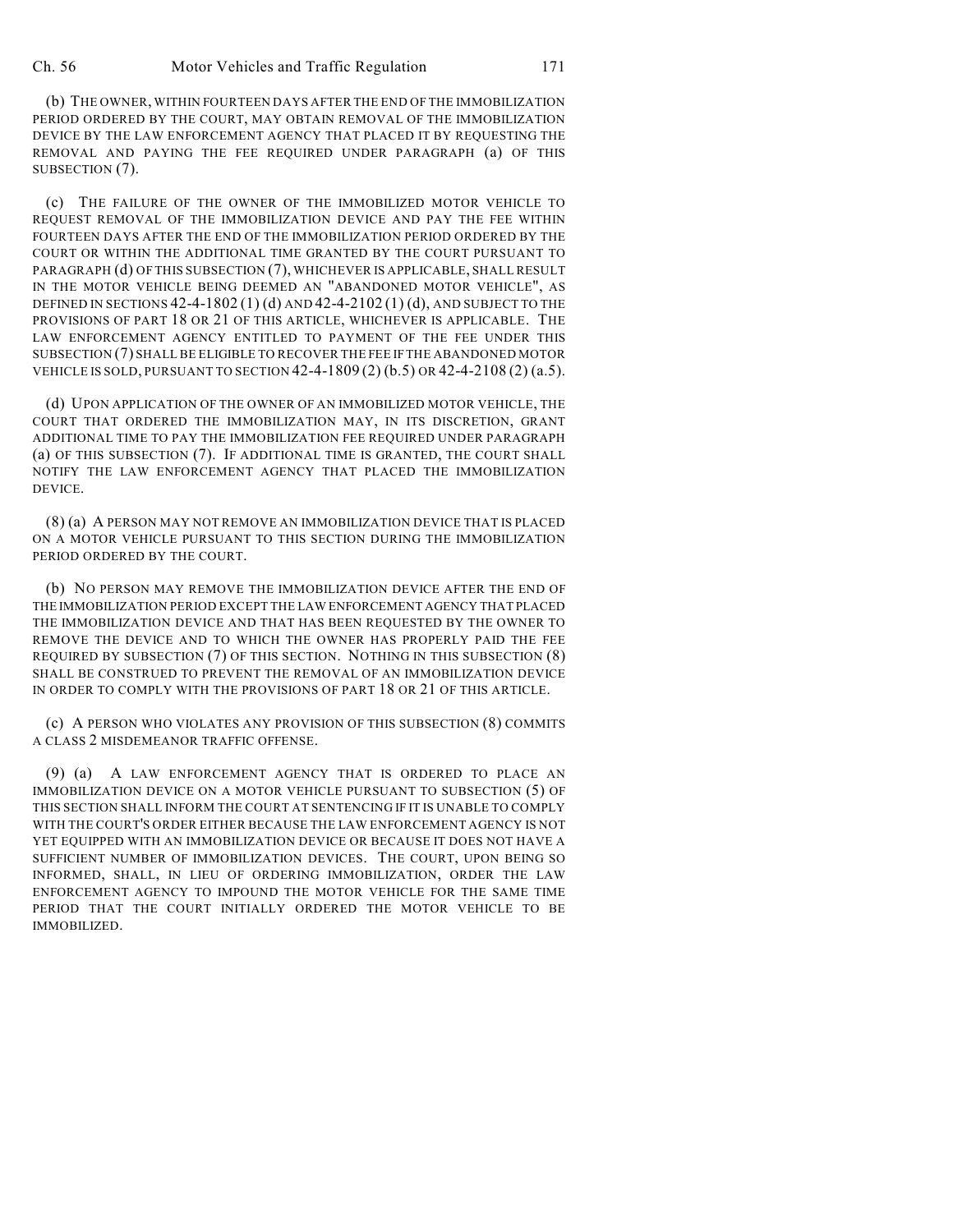(b) THE OWNER, WITHIN FOURTEEN DAYS AFTER THE END OF THE IMMOBILIZATION PERIOD ORDERED BY THE COURT, MAY OBTAIN REMOVAL OF THE IMMOBILIZATION DEVICE BY THE LAW ENFORCEMENT AGENCY THAT PLACED IT BY REQUESTING THE REMOVAL AND PAYING THE FEE REQUIRED UNDER PARAGRAPH (a) OF THIS SUBSECTION (7).

(c) THE FAILURE OF THE OWNER OF THE IMMOBILIZED MOTOR VEHICLE TO REQUEST REMOVAL OF THE IMMOBILIZATION DEVICE AND PAY THE FEE WITHIN FOURTEEN DAYS AFTER THE END OF THE IMMOBILIZATION PERIOD ORDERED BY THE COURT OR WITHIN THE ADDITIONAL TIME GRANTED BY THE COURT PURSUANT TO PARAGRAPH (d) OF THIS SUBSECTION (7), WHICHEVER IS APPLICABLE, SHALL RESULT IN THE MOTOR VEHICLE BEING DEEMED AN "ABANDONED MOTOR VEHICLE", AS DEFINED IN SECTIONS 42-4-1802 (1) (d) AND 42-4-2102 (1) (d), AND SUBJECT TO THE PROVISIONS OF PART 18 OR 21 OF THIS ARTICLE, WHICHEVER IS APPLICABLE. THE LAW ENFORCEMENT AGENCY ENTITLED TO PAYMENT OF THE FEE UNDER THIS SUBSECTION (7) SHALL BE ELIGIBLE TO RECOVER THE FEE IF THE ABANDONED MOTOR VEHICLE IS SOLD, PURSUANT TO SECTION 42-4-1809 (2) (b.5) OR 42-4-2108 (2) (a.5).

(d) UPON APPLICATION OF THE OWNER OF AN IMMOBILIZED MOTOR VEHICLE, THE COURT THAT ORDERED THE IMMOBILIZATION MAY, IN ITS DISCRETION, GRANT ADDITIONAL TIME TO PAY THE IMMOBILIZATION FEE REQUIRED UNDER PARAGRAPH (a) OF THIS SUBSECTION (7). IF ADDITIONAL TIME IS GRANTED, THE COURT SHALL NOTIFY THE LAW ENFORCEMENT AGENCY THAT PLACED THE IMMOBILIZATION DEVICE.

(8) (a) A PERSON MAY NOT REMOVE AN IMMOBILIZATION DEVICE THAT IS PLACED ON A MOTOR VEHICLE PURSUANT TO THIS SECTION DURING THE IMMOBILIZATION PERIOD ORDERED BY THE COURT.

(b) NO PERSON MAY REMOVE THE IMMOBILIZATION DEVICE AFTER THE END OF THE IMMOBILIZATION PERIOD EXCEPT THE LAW ENFORCEMENT AGENCY THAT PLACED THE IMMOBILIZATION DEVICE AND THAT HAS BEEN REQUESTED BY THE OWNER TO REMOVE THE DEVICE AND TO WHICH THE OWNER HAS PROPERLY PAID THE FEE REQUIRED BY SUBSECTION (7) OF THIS SECTION. NOTHING IN THIS SUBSECTION (8) SHALL BE CONSTRUED TO PREVENT THE REMOVAL OF AN IMMOBILIZATION DEVICE IN ORDER TO COMPLY WITH THE PROVISIONS OF PART 18 OR 21 OF THIS ARTICLE.

(c) A PERSON WHO VIOLATES ANY PROVISION OF THIS SUBSECTION (8) COMMITS A CLASS 2 MISDEMEANOR TRAFFIC OFFENSE.

(9) (a) A LAW ENFORCEMENT AGENCY THAT IS ORDERED TO PLACE AN IMMOBILIZATION DEVICE ON A MOTOR VEHICLE PURSUANT TO SUBSECTION (5) OF THIS SECTION SHALL INFORM THE COURT AT SENTENCING IF IT IS UNABLE TO COMPLY WITH THE COURT'S ORDER EITHER BECAUSE THE LAW ENFORCEMENT AGENCY IS NOT YET EQUIPPED WITH AN IMMOBILIZATION DEVICE OR BECAUSE IT DOES NOT HAVE A SUFFICIENT NUMBER OF IMMOBILIZATION DEVICES. THE COURT, UPON BEING SO INFORMED, SHALL, IN LIEU OF ORDERING IMMOBILIZATION, ORDER THE LAW ENFORCEMENT AGENCY TO IMPOUND THE MOTOR VEHICLE FOR THE SAME TIME PERIOD THAT THE COURT INITIALLY ORDERED THE MOTOR VEHICLE TO BE IMMOBILIZED.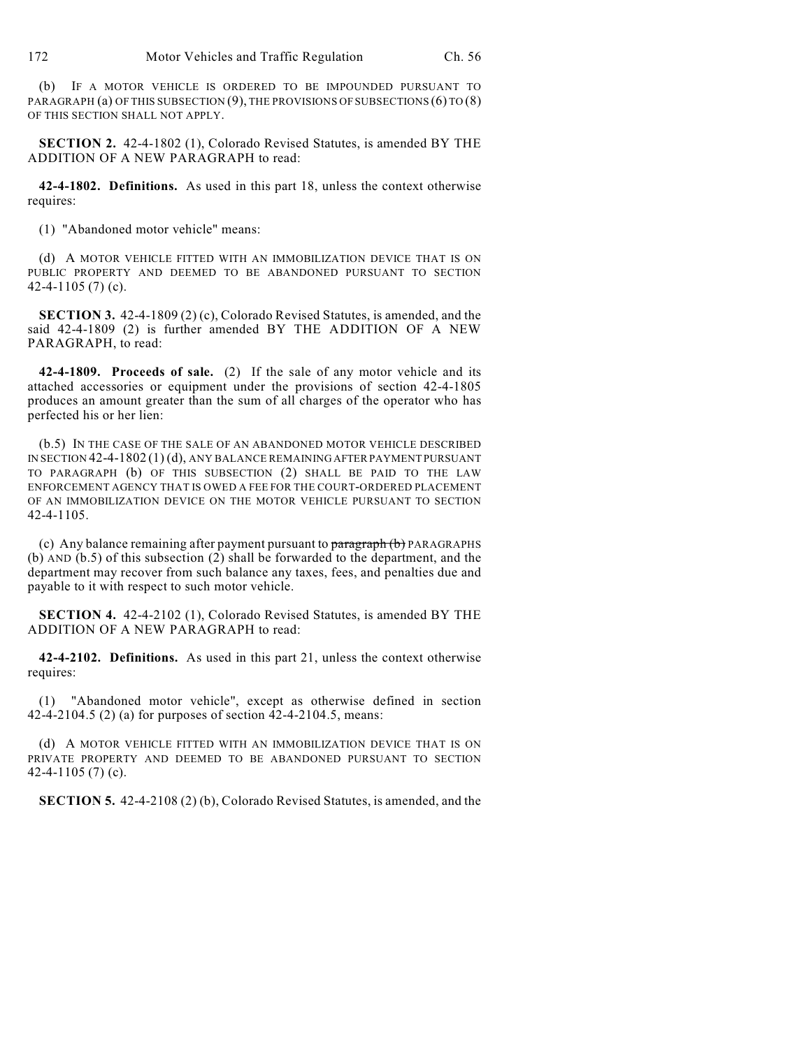(b) IF A MOTOR VEHICLE IS ORDERED TO BE IMPOUNDED PURSUANT TO PARAGRAPH (a) OF THIS SUBSECTION (9), THE PROVISIONS OF SUBSECTIONS (6) TO (8) OF THIS SECTION SHALL NOT APPLY.

**SECTION 2.** 42-4-1802 (1), Colorado Revised Statutes, is amended BY THE ADDITION OF A NEW PARAGRAPH to read:

**42-4-1802. Definitions.** As used in this part 18, unless the context otherwise requires:

(1) "Abandoned motor vehicle" means:

(d) A MOTOR VEHICLE FITTED WITH AN IMMOBILIZATION DEVICE THAT IS ON PUBLIC PROPERTY AND DEEMED TO BE ABANDONED PURSUANT TO SECTION 42-4-1105 (7) (c).

**SECTION 3.** 42-4-1809 (2) (c), Colorado Revised Statutes, is amended, and the said 42-4-1809 (2) is further amended BY THE ADDITION OF A NEW PARAGRAPH, to read:

**42-4-1809. Proceeds of sale.** (2) If the sale of any motor vehicle and its attached accessories or equipment under the provisions of section 42-4-1805 produces an amount greater than the sum of all charges of the operator who has perfected his or her lien:

(b.5) IN THE CASE OF THE SALE OF AN ABANDONED MOTOR VEHICLE DESCRIBED IN SECTION 42-4-1802 (1) (d), ANY BALANCE REMAINING AFTER PAYMENT PURSUANT TO PARAGRAPH (b) OF THIS SUBSECTION (2) SHALL BE PAID TO THE LAW ENFORCEMENT AGENCY THAT IS OWED A FEE FOR THE COURT-ORDERED PLACEMENT OF AN IMMOBILIZATION DEVICE ON THE MOTOR VEHICLE PURSUANT TO SECTION 42-4-1105.

(c) Any balance remaining after payment pursuant to ~~paragraph (b)~~ PARAGRAPHS (b) AND (b.5) of this subsection (2) shall be forwarded to the department, and the department may recover from such balance any taxes, fees, and penalties due and payable to it with respect to such motor vehicle.

**SECTION 4.** 42-4-2102 (1), Colorado Revised Statutes, is amended BY THE ADDITION OF A NEW PARAGRAPH to read:

**42-4-2102. Definitions.** As used in this part 21, unless the context otherwise requires:

(1) "Abandoned motor vehicle", except as otherwise defined in section 42-4-2104.5 (2) (a) for purposes of section 42-4-2104.5, means:

(d) A MOTOR VEHICLE FITTED WITH AN IMMOBILIZATION DEVICE THAT IS ON PRIVATE PROPERTY AND DEEMED TO BE ABANDONED PURSUANT TO SECTION 42-4-1105 (7) (c).

**SECTION 5.** 42-4-2108 (2) (b), Colorado Revised Statutes, is amended, and the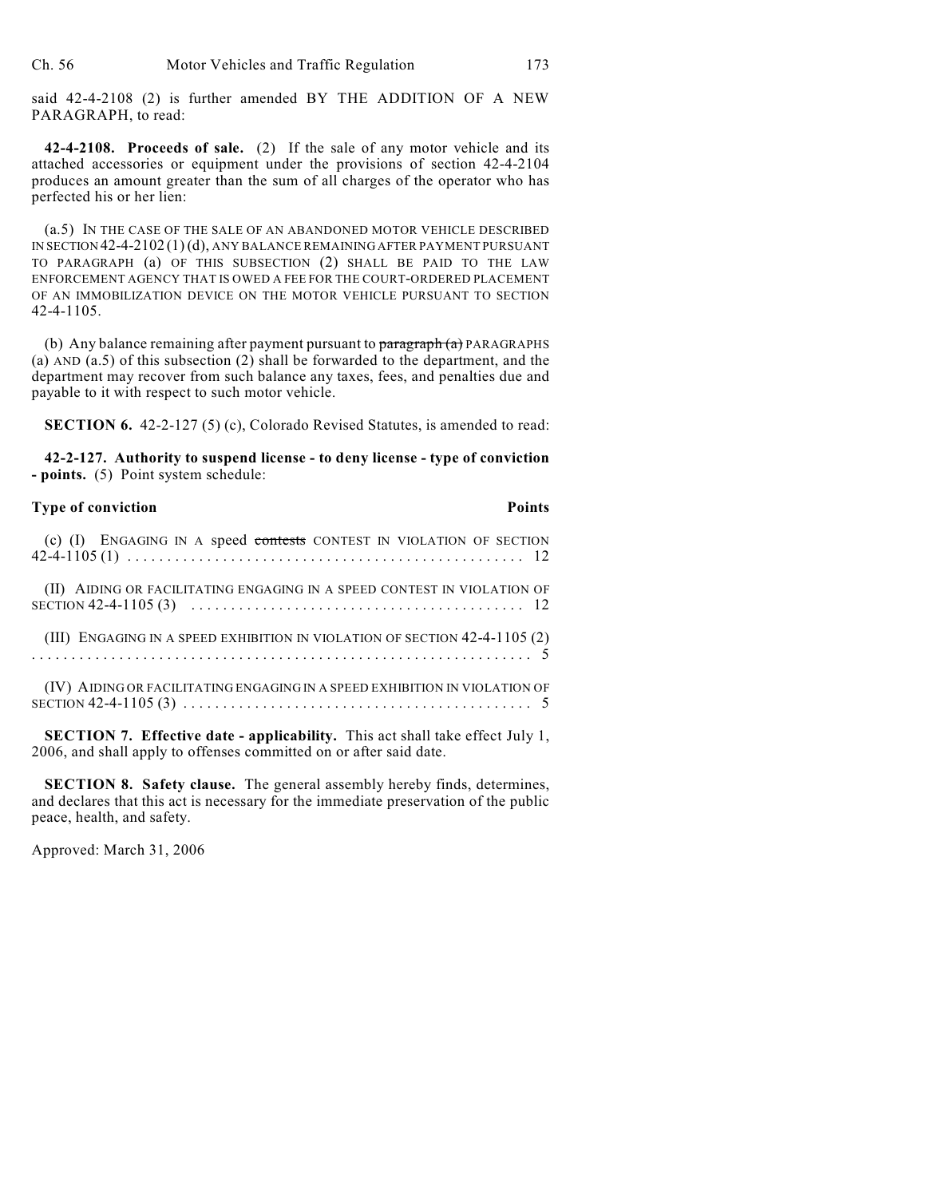said 42-4-2108 (2) is further amended BY THE ADDITION OF A NEW PARAGRAPH, to read:

**42-4-2108. Proceeds of sale.** (2) If the sale of any motor vehicle and its attached accessories or equipment under the provisions of section 42-4-2104 produces an amount greater than the sum of all charges of the operator who has perfected his or her lien:

(a.5) IN THE CASE OF THE SALE OF AN ABANDONED MOTOR VEHICLE DESCRIBED IN SECTION 42-4-2102 (1) (d), ANY BALANCE REMAINING AFTER PAYMENT PURSUANT TO PARAGRAPH (a) OF THIS SUBSECTION (2) SHALL BE PAID TO THE LAW ENFORCEMENT AGENCY THAT IS OWED A FEE FOR THE COURT-ORDERED PLACEMENT OF AN IMMOBILIZATION DEVICE ON THE MOTOR VEHICLE PURSUANT TO SECTION 42-4-1105.

(b) Any balance remaining after payment pursuant to ~~paragraph (a)~~ PARAGRAPHS (a) AND (a.5) of this subsection (2) shall be forwarded to the department, and the department may recover from such balance any taxes, fees, and penalties due and payable to it with respect to such motor vehicle.

**SECTION 6.** 42-2-127 (5) (c), Colorado Revised Statutes, is amended to read:

**42-2-127. Authority to suspend license - to deny license - type of conviction - points.** (5) Point system schedule:

| Type of conviction | Points |
|---|---|
| (c) (I) ENGAGING IN A speed ~~contests~~ CONTEST IN VIOLATION OF SECTION 42-4-1105 (1) | 12 |
| (II) AIDING OR FACILITATING ENGAGING IN A SPEED CONTEST IN VIOLATION OF SECTION 42-4-1105 (3) | 12 |
| (III) ENGAGING IN A SPEED EXHIBITION IN VIOLATION OF SECTION 42-4-1105 (2) | 5 |
| (IV) AIDING OR FACILITATING ENGAGING IN A SPEED EXHIBITION IN VIOLATION OF SECTION 42-4-1105 (3) | 5 |

**SECTION 7. Effective date - applicability.** This act shall take effect July 1, 2006, and shall apply to offenses committed on or after said date.

**SECTION 8. Safety clause.** The general assembly hereby finds, determines, and declares that this act is necessary for the immediate preservation of the public peace, health, and safety.

Approved: March 31, 2006